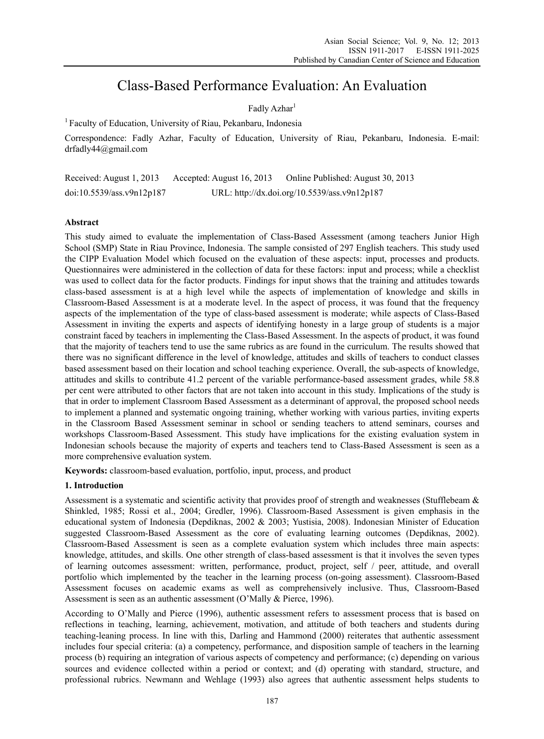# Class-Based Performance Evaluation: An Evaluation

Fadly Azhar[1]

[1] Faculty of Education, University of Riau, Pekanbaru, Indonesia

Correspondence: Fadly Azhar, Faculty of Education, University of Riau, Pekanbaru, Indonesia. E-mail: drfadly44@gmail.com

Received: August 1, 2013 Accepted: August 16, 2013 Online Published: August 30, 2013

doi:10.5539/ass.v9n12p187 URL: http://dx.doi.org/10.5539/ass.v9n12p187

## Abstract

This study aimed to evaluate the implementation of Class-Based Assessment (among teachers Junior High School (SMP) State in Riau Province, Indonesia. The sample consisted of 297 English teachers. This study used the CIPP Evaluation Model which focused on the evaluation of these aspects: input, processes and products. Questionnaires were administered in the collection of data for these factors: input and process; while a checklist was used to collect data for the factor products. Findings for input shows that the training and attitudes towards class-based assessment is at a high level while the aspects of implementation of knowledge and skills in Classroom-Based Assessment is at a moderate level. In the aspect of process, it was found that the frequency aspects of the implementation of the type of class-based assessment is moderate; while aspects of Class-Based Assessment in inviting the experts and aspects of identifying honesty in a large group of students is a major constraint faced by teachers in implementing the Class-Based Assessment. In the aspects of product, it was found that the majority of teachers tend to use the same rubrics as are found in the curriculum. The results showed that there was no significant difference in the level of knowledge, attitudes and skills of teachers to conduct classes based assessment based on their location and school teaching experience. Overall, the sub-aspects of knowledge, attitudes and skills to contribute 41.2 percent of the variable performance-based assessment grades, while 58.8 per cent were attributed to other factors that are not taken into account in this study. Implications of the study is that in order to implement Classroom Based Assessment as a determinant of approval, the proposed school needs to implement a planned and systematic ongoing training, whether working with various parties, inviting experts in the Classroom Based Assessment seminar in school or sending teachers to attend seminars, courses and workshops Classroom-Based Assessment. This study have implications for the existing evaluation system in Indonesian schools because the majority of experts and teachers tend to Class-Based Assessment is seen as a more comprehensive evaluation system.

**Keywords:** classroom-based evaluation, portfolio, input, process, and product

## 1. Introduction

Assessment is a systematic and scientific activity that provides proof of strength and weaknesses (Stufflebeam & Shinkled, 1985; Rossi et al., 2004; Gredler, 1996). Classroom-Based Assessment is given emphasis in the educational system of Indonesia (Depdiknas, 2002 & 2003; Yustisia, 2008). Indonesian Minister of Education suggested Classroom-Based Assessment as the core of evaluating learning outcomes (Depdiknas, 2002). Classroom-Based Assessment is seen as a complete evaluation system which includes three main aspects: knowledge, attitudes, and skills. One other strength of class-based assessment is that it involves the seven types of learning outcomes assessment: written, performance, product, project, self / peer, attitude, and overall portfolio which implemented by the teacher in the learning process (on-going assessment). Classroom-Based Assessment focuses on academic exams as well as comprehensively inclusive. Thus, Classroom-Based Assessment is seen as an authentic assessment (O'Mally & Pierce, 1996).

According to O'Mally and Pierce (1996), authentic assessment refers to assessment process that is based on reflections in teaching, learning, achievement, motivation, and attitude of both teachers and students during teaching-leaning process. In line with this, Darling and Hammond (2000) reiterates that authentic assessment includes four special criteria: (a) a competency, performance, and disposition sample of teachers in the learning process (b) requiring an integration of various aspects of competency and performance; (c) depending on various sources and evidence collected within a period or context; and (d) operating with standard, structure, and professional rubrics. Newmann and Wehlage (1993) also agrees that authentic assessment helps students to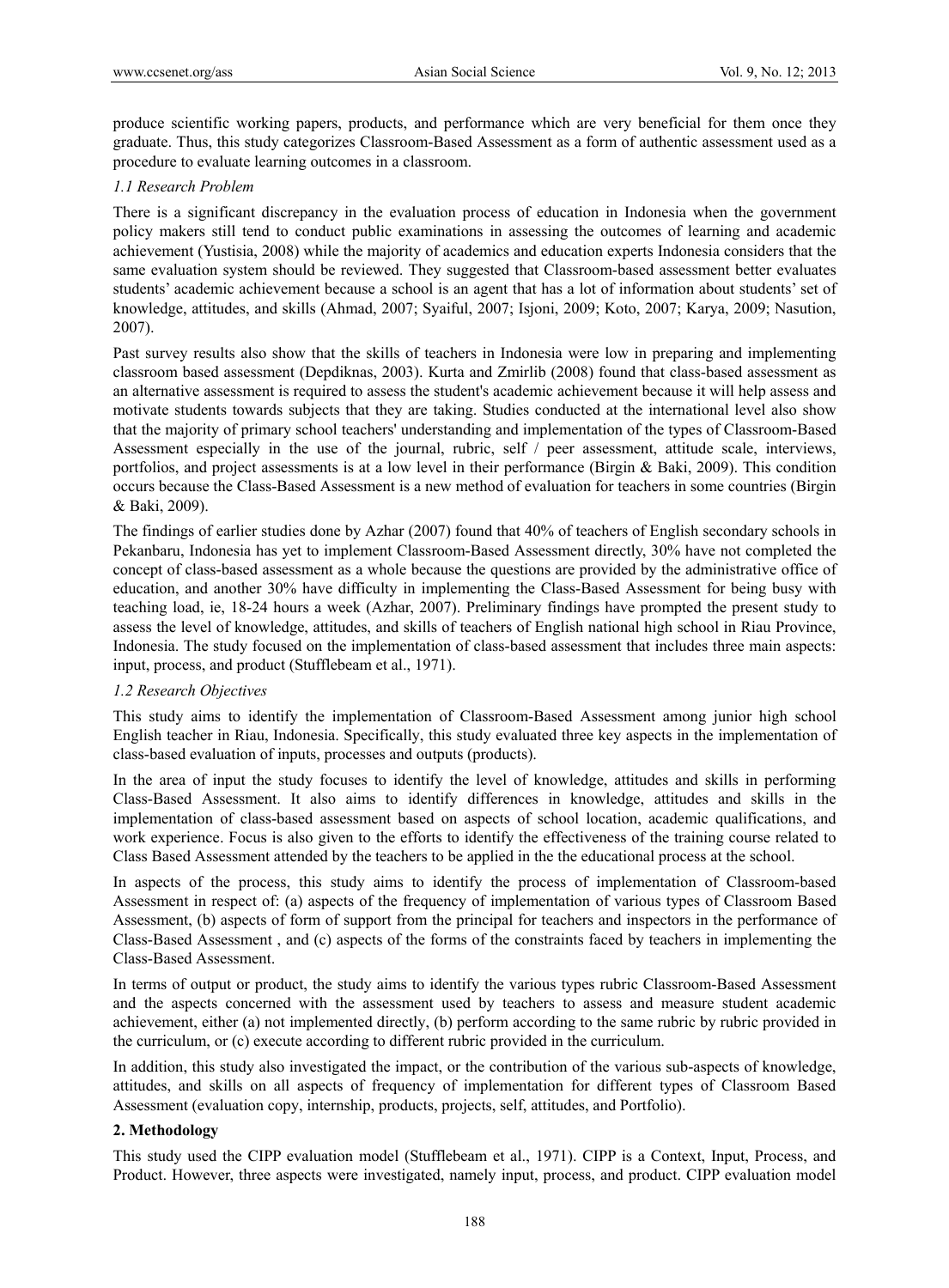produce scientific working papers, products, and performance which are very beneficial for them once they graduate. Thus, this study categorizes Classroom-Based Assessment as a form of authentic assessment used as a procedure to evaluate learning outcomes in a classroom.

### *1.1 Research Problem*

There is a significant discrepancy in the evaluation process of education in Indonesia when the government policy makers still tend to conduct public examinations in assessing the outcomes of learning and academic achievement (Yustisia, 2008) while the majority of academics and education experts Indonesia considers that the same evaluation system should be reviewed. They suggested that Classroom-based assessment better evaluates students' academic achievement because a school is an agent that has a lot of information about students' set of knowledge, attitudes, and skills (Ahmad, 2007; Syaiful, 2007; Isjoni, 2009; Koto, 2007; Karya, 2009; Nasution, 2007).

Past survey results also show that the skills of teachers in Indonesia were low in preparing and implementing classroom based assessment (Depdiknas, 2003). Kurta and Zmirlib (2008) found that class-based assessment as an alternative assessment is required to assess the student's academic achievement because it will help assess and motivate students towards subjects that they are taking. Studies conducted at the international level also show that the majority of primary school teachers' understanding and implementation of the types of Classroom-Based Assessment especially in the use of the journal, rubric, self / peer assessment, attitude scale, interviews, portfolios, and project assessments is at a low level in their performance (Birgin & Baki, 2009). This condition occurs because the Class-Based Assessment is a new method of evaluation for teachers in some countries (Birgin & Baki, 2009).

The findings of earlier studies done by Azhar (2007) found that 40% of teachers of English secondary schools in Pekanbaru, Indonesia has yet to implement Classroom-Based Assessment directly, 30% have not completed the concept of class-based assessment as a whole because the questions are provided by the administrative office of education, and another 30% have difficulty in implementing the Class-Based Assessment for being busy with teaching load, ie, 18-24 hours a week (Azhar, 2007). Preliminary findings have prompted the present study to assess the level of knowledge, attitudes, and skills of teachers of English national high school in Riau Province, Indonesia. The study focused on the implementation of class-based assessment that includes three main aspects: input, process, and product (Stufflebeam et al., 1971).

### *1.2 Research Objectives*

This study aims to identify the implementation of Classroom-Based Assessment among junior high school English teacher in Riau, Indonesia. Specifically, this study evaluated three key aspects in the implementation of class-based evaluation of inputs, processes and outputs (products).

In the area of input the study focuses to identify the level of knowledge, attitudes and skills in performing Class-Based Assessment. It also aims to identify differences in knowledge, attitudes and skills in the implementation of class-based assessment based on aspects of school location, academic qualifications, and work experience. Focus is also given to the efforts to identify the effectiveness of the training course related to Class Based Assessment attended by the teachers to be applied in the the educational process at the school.

In aspects of the process, this study aims to identify the process of implementation of Classroom-based Assessment in respect of: (a) aspects of the frequency of implementation of various types of Classroom Based Assessment, (b) aspects of form of support from the principal for teachers and inspectors in the performance of Class-Based Assessment , and (c) aspects of the forms of the constraints faced by teachers in implementing the Class-Based Assessment.

In terms of output or product, the study aims to identify the various types rubric Classroom-Based Assessment and the aspects concerned with the assessment used by teachers to assess and measure student academic achievement, either (a) not implemented directly, (b) perform according to the same rubric by rubric provided in the curriculum, or (c) execute according to different rubric provided in the curriculum.

In addition, this study also investigated the impact, or the contribution of the various sub-aspects of knowledge, attitudes, and skills on all aspects of frequency of implementation for different types of Classroom Based Assessment (evaluation copy, internship, products, projects, self, attitudes, and Portfolio).

## **2. Methodology**

This study used the CIPP evaluation model (Stufflebeam et al., 1971). CIPP is a Context, Input, Process, and Product. However, three aspects were investigated, namely input, process, and product. CIPP evaluation model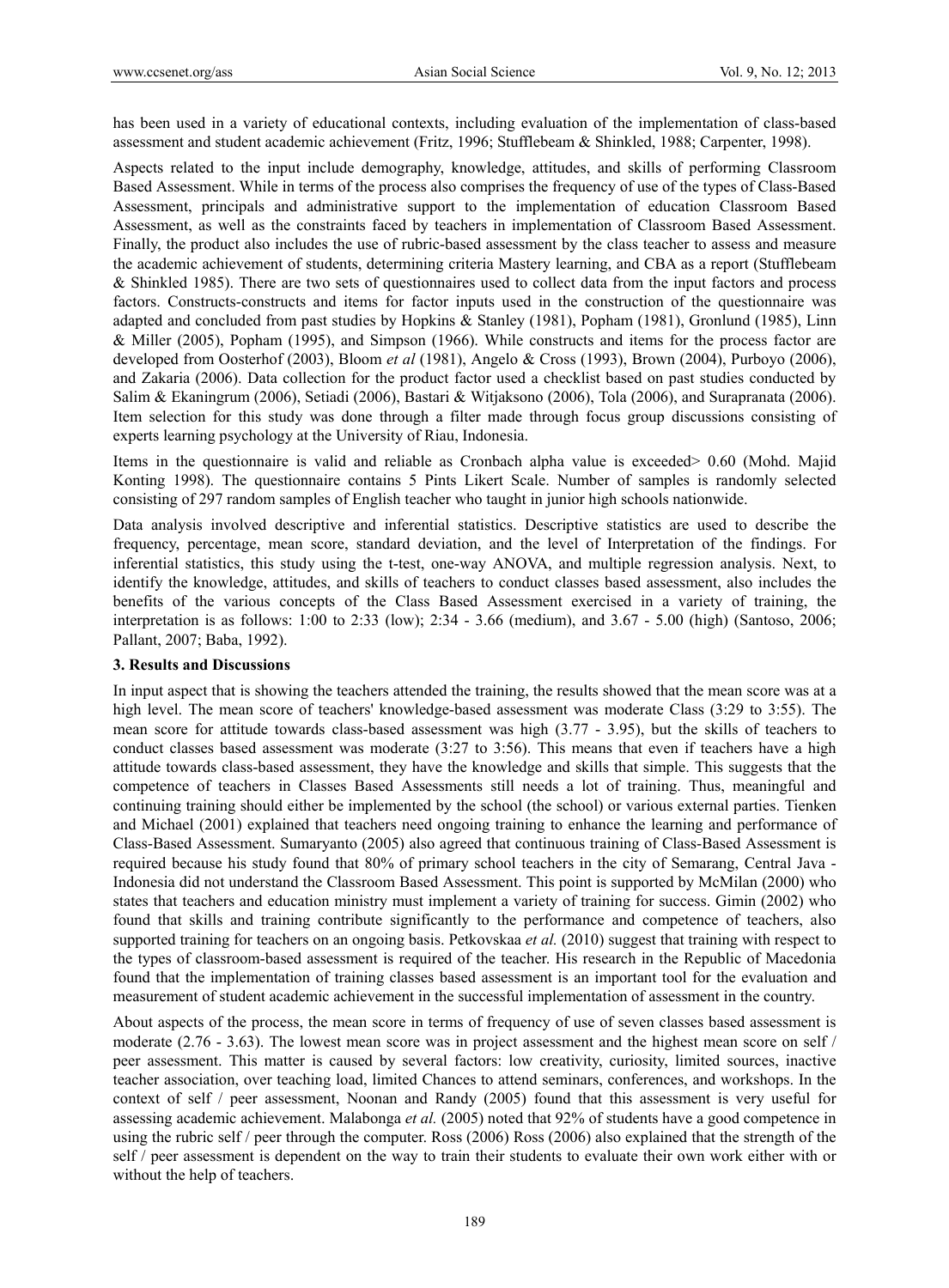has been used in a variety of educational contexts, including evaluation of the implementation of class-based assessment and student academic achievement (Fritz, 1996; Stufflebeam & Shinkled, 1988; Carpenter, 1998).

Aspects related to the input include demography, knowledge, attitudes, and skills of performing Classroom Based Assessment. While in terms of the process also comprises the frequency of use of the types of Class-Based Assessment, principals and administrative support to the implementation of education Classroom Based Assessment, as well as the constraints faced by teachers in implementation of Classroom Based Assessment. Finally, the product also includes the use of rubric-based assessment by the class teacher to assess and measure the academic achievement of students, determining criteria Mastery learning, and CBA as a report (Stufflebeam & Shinkled 1985). There are two sets of questionnaires used to collect data from the input factors and process factors. Constructs-constructs and items for factor inputs used in the construction of the questionnaire was adapted and concluded from past studies by Hopkins & Stanley (1981), Popham (1981), Gronlund (1985), Linn & Miller (2005), Popham (1995), and Simpson (1966). While constructs and items for the process factor are developed from Oosterhof (2003), Bloom *et al* (1981), Angelo & Cross (1993), Brown (2004), Purboyo (2006), and Zakaria (2006). Data collection for the product factor used a checklist based on past studies conducted by Salim & Ekaningrum (2006), Setiadi (2006), Bastari & Witjaksono (2006), Tola (2006), and Surapranata (2006). Item selection for this study was done through a filter made through focus group discussions consisting of experts learning psychology at the University of Riau, Indonesia.

Items in the questionnaire is valid and reliable as Cronbach alpha value is exceeded> 0.60 (Mohd. Majid Konting 1998). The questionnaire contains 5 Pints Likert Scale. Number of samples is randomly selected consisting of 297 random samples of English teacher who taught in junior high schools nationwide.

Data analysis involved descriptive and inferential statistics. Descriptive statistics are used to describe the frequency, percentage, mean score, standard deviation, and the level of Interpretation of the findings. For inferential statistics, this study using the t-test, one-way ANOVA, and multiple regression analysis. Next, to identify the knowledge, attitudes, and skills of teachers to conduct classes based assessment, also includes the benefits of the various concepts of the Class Based Assessment exercised in a variety of training, the interpretation is as follows: 1:00 to 2:33 (low); 2:34 - 3.66 (medium), and 3.67 - 5.00 (high) (Santoso, 2006; Pallant, 2007; Baba, 1992).

## 3. Results and Discussions

In input aspect that is showing the teachers attended the training, the results showed that the mean score was at a high level. The mean score of teachers' knowledge-based assessment was moderate Class (3:29 to 3:55). The mean score for attitude towards class-based assessment was high (3.77 - 3.95), but the skills of teachers to conduct classes based assessment was moderate (3:27 to 3:56). This means that even if teachers have a high attitude towards class-based assessment, they have the knowledge and skills that simple. This suggests that the competence of teachers in Classes Based Assessments still needs a lot of training. Thus, meaningful and continuing training should either be implemented by the school (the school) or various external parties. Tienken and Michael (2001) explained that teachers need ongoing training to enhance the learning and performance of Class-Based Assessment. Sumaryanto (2005) also agreed that continuous training of Class-Based Assessment is required because his study found that 80% of primary school teachers in the city of Semarang, Central Java - Indonesia did not understand the Classroom Based Assessment. This point is supported by McMilan (2000) who states that teachers and education ministry must implement a variety of training for success. Gimin (2002) who found that skills and training contribute significantly to the performance and competence of teachers, also supported training for teachers on an ongoing basis. Petkovskaa *et al.* (2010) suggest that training with respect to the types of classroom-based assessment is required of the teacher. His research in the Republic of Macedonia found that the implementation of training classes based assessment is an important tool for the evaluation and measurement of student academic achievement in the successful implementation of assessment in the country.

About aspects of the process, the mean score in terms of frequency of use of seven classes based assessment is moderate (2.76 - 3.63). The lowest mean score was in project assessment and the highest mean score on self / peer assessment. This matter is caused by several factors: low creativity, curiosity, limited sources, inactive teacher association, over teaching load, limited Chances to attend seminars, conferences, and workshops. In the context of self / peer assessment, Noonan and Randy (2005) found that this assessment is very useful for assessing academic achievement. Malabonga *et al.* (2005) noted that 92% of students have a good competence in using the rubric self / peer through the computer. Ross (2006) Ross (2006) also explained that the strength of the self / peer assessment is dependent on the way to train their students to evaluate their own work either with or without the help of teachers.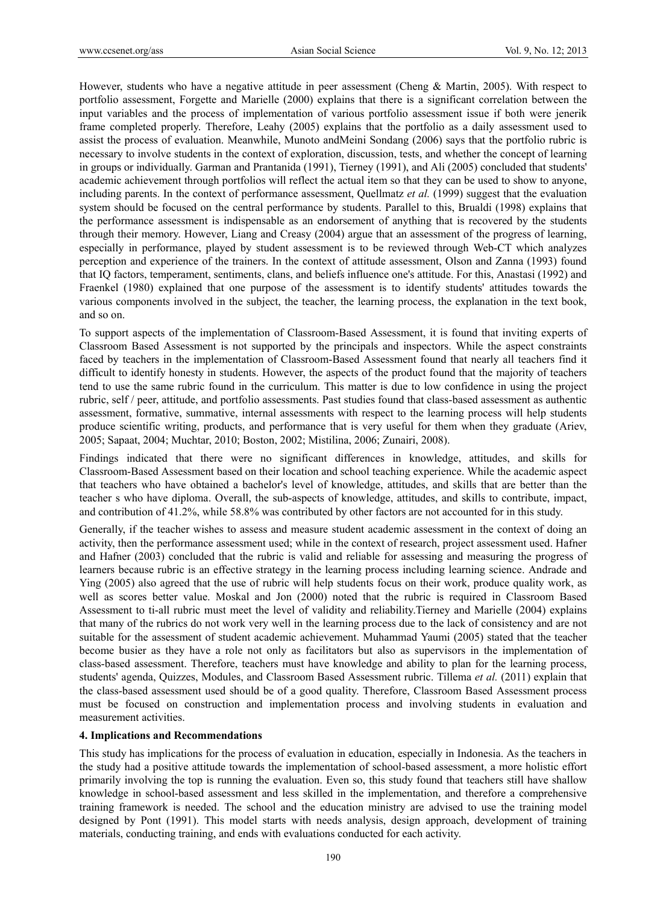However, students who have a negative attitude in peer assessment (Cheng & Martin, 2005). With respect to portfolio assessment, Forgette and Marielle (2000) explains that there is a significant correlation between the input variables and the process of implementation of various portfolio assessment issue if both were jenerik frame completed properly. Therefore, Leahy (2005) explains that the portfolio as a daily assessment used to assist the process of evaluation. Meanwhile, Munoto andMeini Sondang (2006) says that the portfolio rubric is necessary to involve students in the context of exploration, discussion, tests, and whether the concept of learning in groups or individually. Garman and Prantanida (1991), Tierney (1991), and Ali (2005) concluded that students' academic achievement through portfolios will reflect the actual item so that they can be used to show to anyone, including parents. In the context of performance assessment, Quellmatz *et al.* (1999) suggest that the evaluation system should be focused on the central performance by students. Parallel to this, Brualdi (1998) explains that the performance assessment is indispensable as an endorsement of anything that is recovered by the students through their memory. However, Liang and Creasy (2004) argue that an assessment of the progress of learning, especially in performance, played by student assessment is to be reviewed through Web-CT which analyzes perception and experience of the trainers. In the context of attitude assessment, Olson and Zanna (1993) found that IQ factors, temperament, sentiments, clans, and beliefs influence one's attitude. For this, Anastasi (1992) and Fraenkel (1980) explained that one purpose of the assessment is to identify students' attitudes towards the various components involved in the subject, the teacher, the learning process, the explanation in the text book, and so on.

To support aspects of the implementation of Classroom-Based Assessment, it is found that inviting experts of Classroom Based Assessment is not supported by the principals and inspectors. While the aspect constraints faced by teachers in the implementation of Classroom-Based Assessment found that nearly all teachers find it difficult to identify honesty in students. However, the aspects of the product found that the majority of teachers tend to use the same rubric found in the curriculum. This matter is due to low confidence in using the project rubric, self / peer, attitude, and portfolio assessments. Past studies found that class-based assessment as authentic assessment, formative, summative, internal assessments with respect to the learning process will help students produce scientific writing, products, and performance that is very useful for them when they graduate (Ariev, 2005; Sapaat, 2004; Muchtar, 2010; Boston, 2002; Mistilina, 2006; Zunairi, 2008).

Findings indicated that there were no significant differences in knowledge, attitudes, and skills for Classroom-Based Assessment based on their location and school teaching experience. While the academic aspect that teachers who have obtained a bachelor's level of knowledge, attitudes, and skills that are better than the teacher s who have diploma. Overall, the sub-aspects of knowledge, attitudes, and skills to contribute, impact, and contribution of 41.2%, while 58.8% was contributed by other factors are not accounted for in this study.

Generally, if the teacher wishes to assess and measure student academic assessment in the context of doing an activity, then the performance assessment used; while in the context of research, project assessment used. Hafner and Hafner (2003) concluded that the rubric is valid and reliable for assessing and measuring the progress of learners because rubric is an effective strategy in the learning process including learning science. Andrade and Ying (2005) also agreed that the use of rubric will help students focus on their work, produce quality work, as well as scores better value. Moskal and Jon (2000) noted that the rubric is required in Classroom Based Assessment to ti-all rubric must meet the level of validity and reliability.Tierney and Marielle (2004) explains that many of the rubrics do not work very well in the learning process due to the lack of consistency and are not suitable for the assessment of student academic achievement. Muhammad Yaumi (2005) stated that the teacher become busier as they have a role not only as facilitators but also as supervisors in the implementation of class-based assessment. Therefore, teachers must have knowledge and ability to plan for the learning process, students' agenda, Quizzes, Modules, and Classroom Based Assessment rubric. Tillema *et al.* (2011) explain that the class-based assessment used should be of a good quality. Therefore, Classroom Based Assessment process must be focused on construction and implementation process and involving students in evaluation and measurement activities.

## 4. Implications and Recommendations

This study has implications for the process of evaluation in education, especially in Indonesia. As the teachers in the study had a positive attitude towards the implementation of school-based assessment, a more holistic effort primarily involving the top is running the evaluation. Even so, this study found that teachers still have shallow knowledge in school-based assessment and less skilled in the implementation, and therefore a comprehensive training framework is needed. The school and the education ministry are advised to use the training model designed by Pont (1991). This model starts with needs analysis, design approach, development of training materials, conducting training, and ends with evaluations conducted for each activity.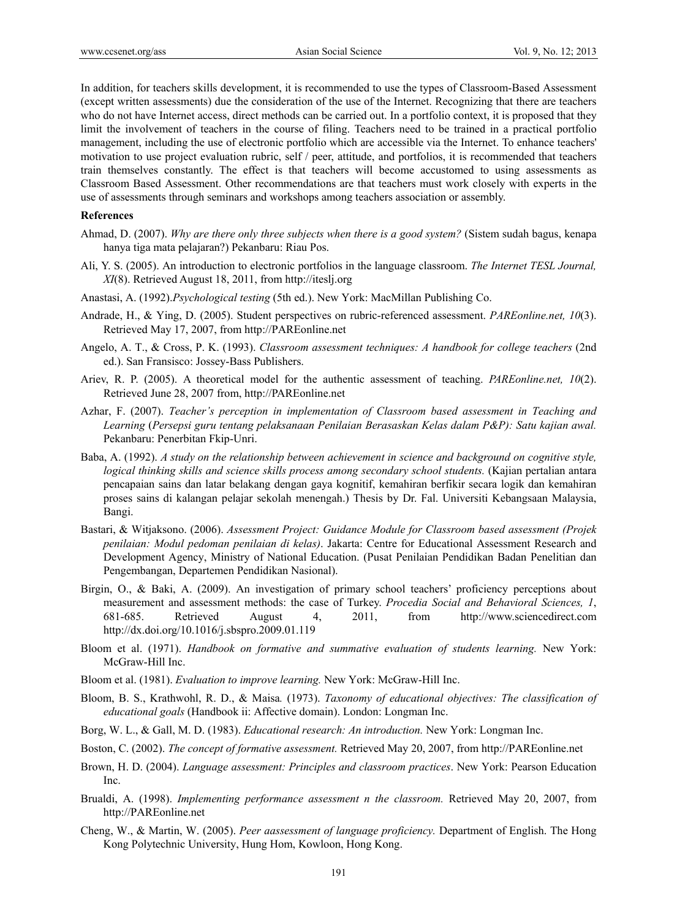In addition, for teachers skills development, it is recommended to use the types of Classroom-Based Assessment (except written assessments) due the consideration of the use of the Internet. Recognizing that there are teachers who do not have Internet access, direct methods can be carried out. In a portfolio context, it is proposed that they limit the involvement of teachers in the course of filing. Teachers need to be trained in a practical portfolio management, including the use of electronic portfolio which are accessible via the Internet. To enhance teachers' motivation to use project evaluation rubric, self / peer, attitude, and portfolios, it is recommended that teachers train themselves constantly. The effect is that teachers will become accustomed to using assessments as Classroom Based Assessment. Other recommendations are that teachers must work closely with experts in the use of assessments through seminars and workshops among teachers association or assembly.

**References**

Ahmad, D. (2007). *Why are there only three subjects when there is a good system?* (Sistem sudah bagus, kenapa hanya tiga mata pelajaran?) Pekanbaru: Riau Pos.

Ali, Y. S. (2005). An introduction to electronic portfolios in the language classroom. *The Internet TESL Journal, XI*(8). Retrieved August 18, 2011, from http://iteslj.org

Anastasi, A. (1992).*Psychological testing* (5th ed.). New York: MacMillan Publishing Co.

Andrade, H., & Ying, D. (2005). Student perspectives on rubric-referenced assessment. *PAREonline.net, 10*(3). Retrieved May 17, 2007, from http://PAREonline.net

Angelo, A. T., & Cross, P. K. (1993). *Classroom assessment techniques: A handbook for college teachers* (2nd ed.). San Fransisco: Jossey-Bass Publishers.

Ariev, R. P. (2005). A theoretical model for the authentic assessment of teaching. *PAREonline.net, 10*(2). Retrieved June 28, 2007 from, http://PAREonline.net

Azhar, F. (2007). *Teacher's perception in implementation of Classroom based assessment in Teaching and Learning* (*Persepsi guru tentang pelaksanaan Penilaian Berasaskan Kelas dalam P&P): Satu kajian awal.* Pekanbaru: Penerbitan Fkip-Unri.

Baba, A. (1992). *A study on the relationship between achievement in science and background on cognitive style, logical thinking skills and science skills process among secondary school students.* (Kajian pertalian antara pencapaian sains dan latar belakang dengan gaya kognitif, kemahiran berfikir secara logik dan kemahiran proses sains di kalangan pelajar sekolah menengah.) Thesis by Dr. Fal. Universiti Kebangsaan Malaysia, Bangi.

Bastari, & Witjaksono. (2006). *Assessment Project: Guidance Module for Classroom based assessment (Projek penilaian: Modul pedoman penilaian di kelas)*. Jakarta: Centre for Educational Assessment Research and Development Agency, Ministry of National Education. (Pusat Penilaian Pendidikan Badan Penelitian dan Pengembangan, Departemen Pendidikan Nasional).

Birgin, O., & Baki, A. (2009). An investigation of primary school teachers' proficiency perceptions about measurement and assessment methods: the case of Turkey. *Procedia Social and Behavioral Sciences, 1*, 681-685. Retrieved August 4, 2011, from http://www.sciencedirect.com http://dx.doi.org/10.1016/j.sbspro.2009.01.119

Bloom et al. (1971). *Handbook on formative and summative evaluation of students learning.* New York: McGraw-Hill Inc.

Bloom et al. (1981). *Evaluation to improve learning.* New York: McGraw-Hill Inc.

Bloom, B. S., Krathwohl, R. D., & Maisa*.* (1973). *Taxonomy of educational objectives: The classification of educational goals* (Handbook ii: Affective domain). London: Longman Inc.

Borg, W. L., & Gall, M. D. (1983). *Educational research: An introduction.* New York: Longman Inc.

Boston, C. (2002). *The concept of formative assessment.* Retrieved May 20, 2007, from http://PAREonline.net

Brown, H. D. (2004). *Language assessment: Principles and classroom practices*. New York: Pearson Education Inc.

Brualdi, A. (1998). *Implementing performance assessment n the classroom.* Retrieved May 20, 2007, from http://PAREonline.net

Cheng, W., & Martin, W. (2005). *Peer aassessment of language proficiency.* Department of English. The Hong Kong Polytechnic University, Hung Hom, Kowloon, Hong Kong.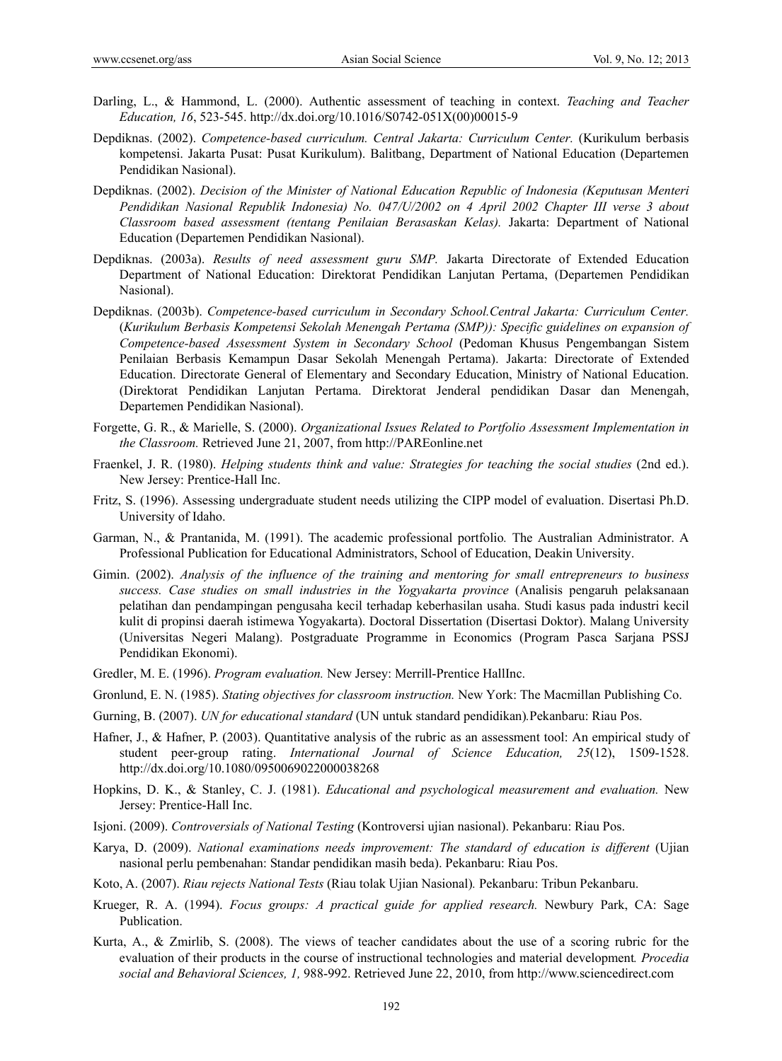Darling, L., & Hammond, L. (2000). Authentic assessment of teaching in context. *Teaching and Teacher Education, 16*, 523-545. http://dx.doi.org/10.1016/S0742-051X(00)00015-9

Depdiknas. (2002). *Competence-based curriculum. Central Jakarta: Curriculum Center.* (Kurikulum berbasis kompetensi. Jakarta Pusat: Pusat Kurikulum). Balitbang, Department of National Education (Departemen Pendidikan Nasional).

Depdiknas. (2002). *Decision of the Minister of National Education Republic of Indonesia (Keputusan Menteri Pendidikan Nasional Republik Indonesia) No. 047/U/2002 on 4 April 2002 Chapter III verse 3 about Classroom based assessment (tentang Penilaian Berasaskan Kelas).* Jakarta: Department of National Education (Departemen Pendidikan Nasional).

Depdiknas. (2003a). *Results of need assessment guru SMP.* Jakarta Directorate of Extended Education Department of National Education: Direktorat Pendidikan Lanjutan Pertama, (Departemen Pendidikan Nasional).

Depdiknas. (2003b). *Competence-based curriculum in Secondary School.Central Jakarta: Curriculum Center.* (*Kurikulum Berbasis Kompetensi Sekolah Menengah Pertama (SMP)): Specific guidelines on expansion of Competence-based Assessment System in Secondary School* (Pedoman Khusus Pengembangan Sistem Penilaian Berbasis Kemampun Dasar Sekolah Menengah Pertama). Jakarta: Directorate of Extended Education. Directorate General of Elementary and Secondary Education, Ministry of National Education. (Direktorat Pendidikan Lanjutan Pertama. Direktorat Jenderal pendidikan Dasar dan Menengah, Departemen Pendidikan Nasional).

Forgette, G. R., & Marielle, S. (2000). *Organizational Issues Related to Portfolio Assessment Implementation in the Classroom.* Retrieved June 21, 2007, from http://PAREonline.net

Fraenkel, J. R. (1980). *Helping students think and value: Strategies for teaching the social studies* (2nd ed.). New Jersey: Prentice-Hall Inc.

Fritz, S. (1996). Assessing undergraduate student needs utilizing the CIPP model of evaluation. Disertasi Ph.D. University of Idaho.

Garman, N., & Prantanida, M. (1991). The academic professional portfolio*.* The Australian Administrator. A Professional Publication for Educational Administrators, School of Education, Deakin University.

Gimin. (2002). *Analysis of the influence of the training and mentoring for small entrepreneurs to business success. Case studies on small industries in the Yogyakarta province* (Analisis pengaruh pelaksanaan pelatihan dan pendampingan pengusaha kecil terhadap keberhasilan usaha. Studi kasus pada industri kecil kulit di propinsi daerah istimewa Yogyakarta). Doctoral Dissertation (Disertasi Doktor). Malang University (Universitas Negeri Malang). Postgraduate Programme in Economics (Program Pasca Sarjana PSSJ Pendidikan Ekonomi).

Gredler, M. E. (1996). *Program evaluation.* New Jersey: Merrill-Prentice HallInc.

Gronlund, E. N. (1985). *Stating objectives for classroom instruction.* New York: The Macmillan Publishing Co.

Gurning, B. (2007). *UN for educational standard* (UN untuk standard pendidikan)*.*Pekanbaru: Riau Pos.

Hafner, J., & Hafner, P. (2003). Quantitative analysis of the rubric as an assessment tool: An empirical study of student peer-group rating. *International Journal of Science Education, 25*(12), 1509-1528. http://dx.doi.org/10.1080/0950069022000038268

Hopkins, D. K., & Stanley, C. J. (1981). *Educational and psychological measurement and evaluation.* New Jersey: Prentice-Hall Inc.

Isjoni. (2009). *Controversials of National Testing* (Kontroversi ujian nasional). Pekanbaru: Riau Pos.

Karya, D. (2009). *National examinations needs improvement: The standard of education is different* (Ujian nasional perlu pembenahan: Standar pendidikan masih beda). Pekanbaru: Riau Pos.

Koto, A. (2007). *Riau rejects National Tests* (Riau tolak Ujian Nasional)*.* Pekanbaru: Tribun Pekanbaru.

Krueger, R. A. (1994). *Focus groups: A practical guide for applied research.* Newbury Park, CA: Sage Publication.

Kurta, A., & Zmirlib, S. (2008). The views of teacher candidates about the use of a scoring rubric for the evaluation of their products in the course of instructional technologies and material development*. Procedia social and Behavioral Sciences, 1,* 988-992. Retrieved June 22, 2010, from http://www.sciencedirect.com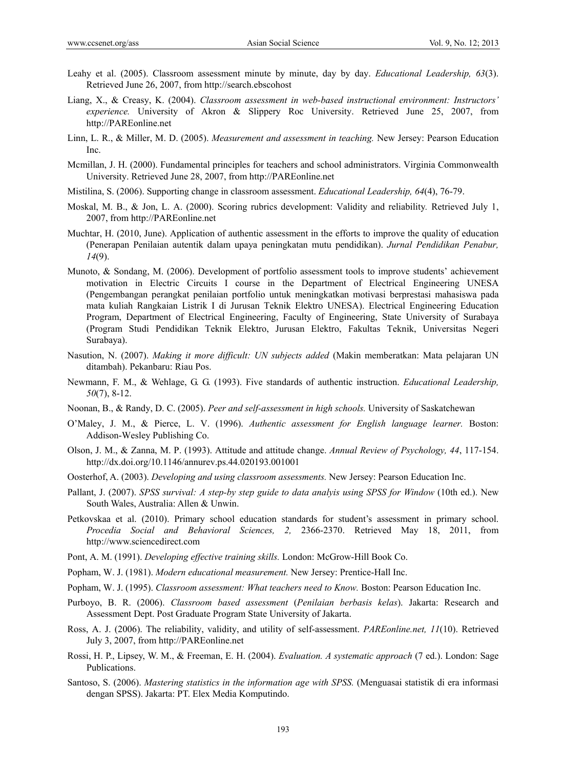Leahy et al. (2005). Classroom assessment minute by minute, day by day. *Educational Leadership, 63*(3). Retrieved June 26, 2007, from http://search.ebscohost

Liang, X., & Creasy, K. (2004). *Classroom assessment in web-based instructional environment: Instructors' experience.* University of Akron & Slippery Roc University. Retrieved June 25, 2007, from http://PAREonline.net

Linn, L. R., & Miller, M. D. (2005). *Measurement and assessment in teaching.* New Jersey: Pearson Education Inc.

Mcmillan, J. H. (2000). Fundamental principles for teachers and school administrators. Virginia Commonwealth University. Retrieved June 28, 2007, from http://PAREonline.net

Mistilina, S. (2006). Supporting change in classroom assessment. *Educational Leadership, 64*(4), 76-79.

Moskal, M. B., & Jon, L. A. (2000). Scoring rubrics development: Validity and reliability. Retrieved July 1, 2007, from http://PAREonline.net

Muchtar, H. (2010, June). Application of authentic assessment in the efforts to improve the quality of education (Penerapan Penilaian autentik dalam upaya peningkatan mutu pendidikan). *Jurnal Pendidikan Penabur, 14*(9).

Munoto, & Sondang, M. (2006). Development of portfolio assessment tools to improve students' achievement motivation in Electric Circuits I course in the Department of Electrical Engineering UNESA (Pengembangan perangkat penilaian portfolio untuk meningkatkan motivasi berprestasi mahasiswa pada mata kuliah Rangkaian Listrik I di Jurusan Teknik Elektro UNESA). Electrical Engineering Education Program, Department of Electrical Engineering, Faculty of Engineering, State University of Surabaya (Program Studi Pendidikan Teknik Elektro, Jurusan Elektro, Fakultas Teknik, Universitas Negeri Surabaya).

Nasution, N. (2007). *Making it more difficult: UN subjects added* (Makin memberatkan: Mata pelajaran UN ditambah). Pekanbaru: Riau Pos.

Newmann, F. M., & Wehlage, G. G. (1993). Five standards of authentic instruction. *Educational Leadership, 50*(7), 8-12.

Noonan, B., & Randy, D. C. (2005). *Peer and self-assessment in high schools.* University of Saskatchewan

O'Maley, J. M., & Pierce, L. V. (1996). *Authentic assessment for English language learner.* Boston: Addison-Wesley Publishing Co.

Olson, J. M., & Zanna, M. P. (1993). Attitude and attitude change. *Annual Review of Psychology, 44*, 117-154. http://dx.doi.org/10.1146/annurev.ps.44.020193.001001

Oosterhof, A. (2003). *Developing and using classroom assessments.* New Jersey: Pearson Education Inc.

Pallant, J. (2007). *SPSS survival: A step-by step guide to data analyis using SPSS for Window* (10th ed.). New South Wales, Australia: Allen & Unwin.

Petkovskaa et al. (2010). Primary school education standards for student's assessment in primary school. *Procedia Social and Behavioral Sciences, 2,* 2366-2370. Retrieved May 18, 2011, from http://www.sciencedirect.com

Pont, A. M. (1991). *Developing effective training skills.* London: McGrow-Hill Book Co.

Popham, W. J. (1981). *Modern educational measurement.* New Jersey: Prentice-Hall Inc.

Popham, W. J. (1995). *Classroom assessment: What teachers need to Know.* Boston: Pearson Education Inc.

Purboyo, B. R. (2006). *Classroom based assessment* (*Penilaian berbasis kelas*). Jakarta: Research and Assessment Dept. Post Graduate Program State University of Jakarta.

Ross, A. J. (2006). The reliability, validity, and utility of self-assessment. *PAREonline.net, 11*(10). Retrieved July 3, 2007, from http://PAREonline.net

Rossi, H. P., Lipsey, W. M., & Freeman, E. H. (2004). *Evaluation. A systematic approach* (7 ed.). London: Sage Publications.

Santoso, S. (2006). *Mastering statistics in the information age with SPSS.* (Menguasai statistik di era informasi dengan SPSS). Jakarta: PT. Elex Media Komputindo.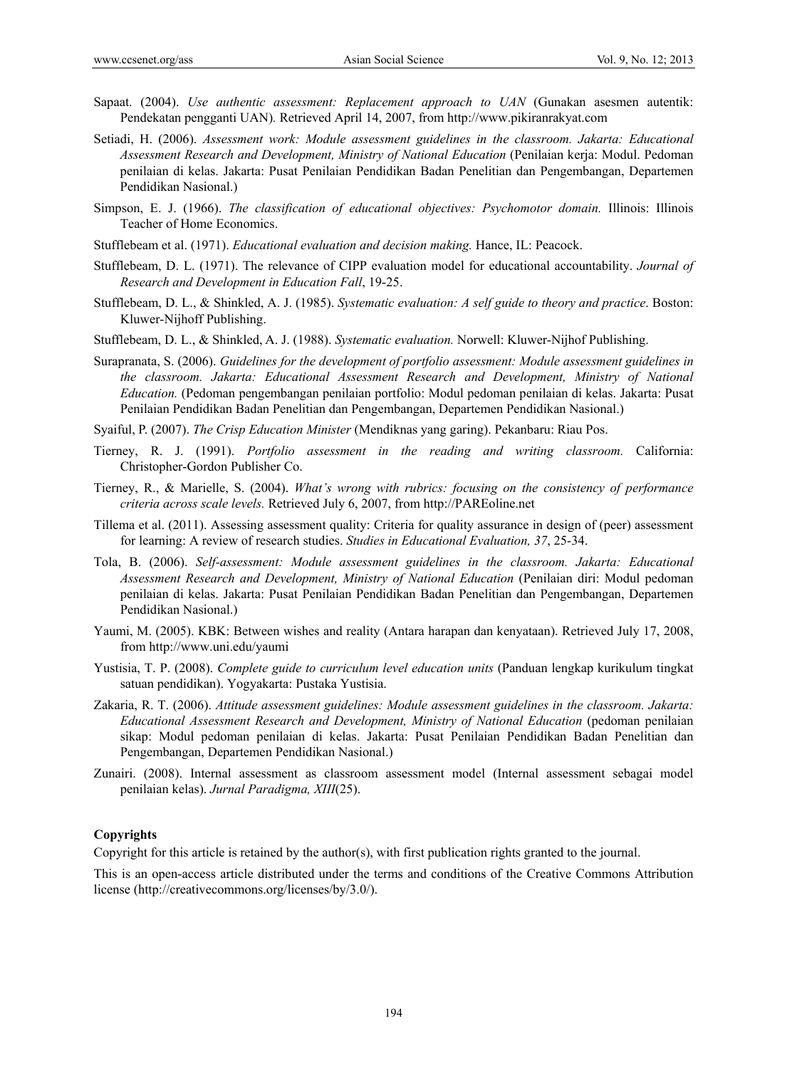Sapaat. (2004). *Use authentic assessment: Replacement approach to UAN* (Gunakan asesmen autentik: Pendekatan pengganti UAN)*.* Retrieved April 14, 2007, from http://www.pikiranrakyat.com

Setiadi, H. (2006). *Assessment work: Module assessment guidelines in the classroom. Jakarta: Educational Assessment Research and Development, Ministry of National Education* (Penilaian kerja: Modul. Pedoman penilaian di kelas. Jakarta: Pusat Penilaian Pendidikan Badan Penelitian dan Pengembangan, Departemen Pendidikan Nasional.)

Simpson, E. J. (1966). *The classification of educational objectives: Psychomotor domain.* Illinois: Illinois Teacher of Home Economics.

Stufflebeam et al. (1971). *Educational evaluation and decision making.* Hance, IL: Peacock.

Stufflebeam, D. L. (1971). The relevance of CIPP evaluation model for educational accountability. *Journal of Research and Development in Education Fall*, 19-25.

Stufflebeam, D. L., & Shinkled, A. J. (1985). *Systematic evaluation: A self guide to theory and practice*. Boston: Kluwer-Nijhoff Publishing.

Stufflebeam, D. L., & Shinkled, A. J. (1988). *Systematic evaluation.* Norwell: Kluwer-Nijhof Publishing.

Surapranata, S. (2006). *Guidelines for the development of portfolio assessment: Module assessment guidelines in the classroom. Jakarta: Educational Assessment Research and Development, Ministry of National Education.* (Pedoman pengembangan penilaian portfolio: Modul pedoman penilaian di kelas. Jakarta: Pusat Penilaian Pendidikan Badan Penelitian dan Pengembangan, Departemen Pendidikan Nasional.)

Syaiful, P. (2007). *The Crisp Education Minister* (Mendiknas yang garing). Pekanbaru: Riau Pos.

Tierney, R. J. (1991). *Portfolio assessment in the reading and writing classroom.* California: Christopher-Gordon Publisher Co.

Tierney, R., & Marielle, S. (2004). *What's wrong with rubrics: focusing on the consistency of performance criteria across scale levels.* Retrieved July 6, 2007, from http://PAREoline.net

Tillema et al. (2011). Assessing assessment quality: Criteria for quality assurance in design of (peer) assessment for learning: A review of research studies. *Studies in Educational Evaluation, 37*, 25-34.

Tola, B. (2006). *Self-assessment: Module assessment guidelines in the classroom. Jakarta: Educational Assessment Research and Development, Ministry of National Education* (Penilaian diri: Modul pedoman penilaian di kelas. Jakarta: Pusat Penilaian Pendidikan Badan Penelitian dan Pengembangan, Departemen Pendidikan Nasional.)

Yaumi, M. (2005). KBK: Between wishes and reality (Antara harapan dan kenyataan). Retrieved July 17, 2008, from http://www.uni.edu/yaumi

Yustisia, T. P. (2008). *Complete guide to curriculum level education units* (Panduan lengkap kurikulum tingkat satuan pendidikan). Yogyakarta: Pustaka Yustisia.

Zakaria, R. T. (2006). *Attitude assessment guidelines: Module assessment guidelines in the classroom. Jakarta: Educational Assessment Research and Development, Ministry of National Education* (pedoman penilaian sikap: Modul pedoman penilaian di kelas. Jakarta: Pusat Penilaian Pendidikan Badan Penelitian dan Pengembangan, Departemen Pendidikan Nasional.)

Zunairi. (2008). Internal assessment as classroom assessment model (Internal assessment sebagai model penilaian kelas). *Jurnal Paradigma, XIII*(25).

**Copyrights**

Copyright for this article is retained by the author(s), with first publication rights granted to the journal.

This is an open-access article distributed under the terms and conditions of the Creative Commons Attribution license (http://creativecommons.org/licenses/by/3.0/).